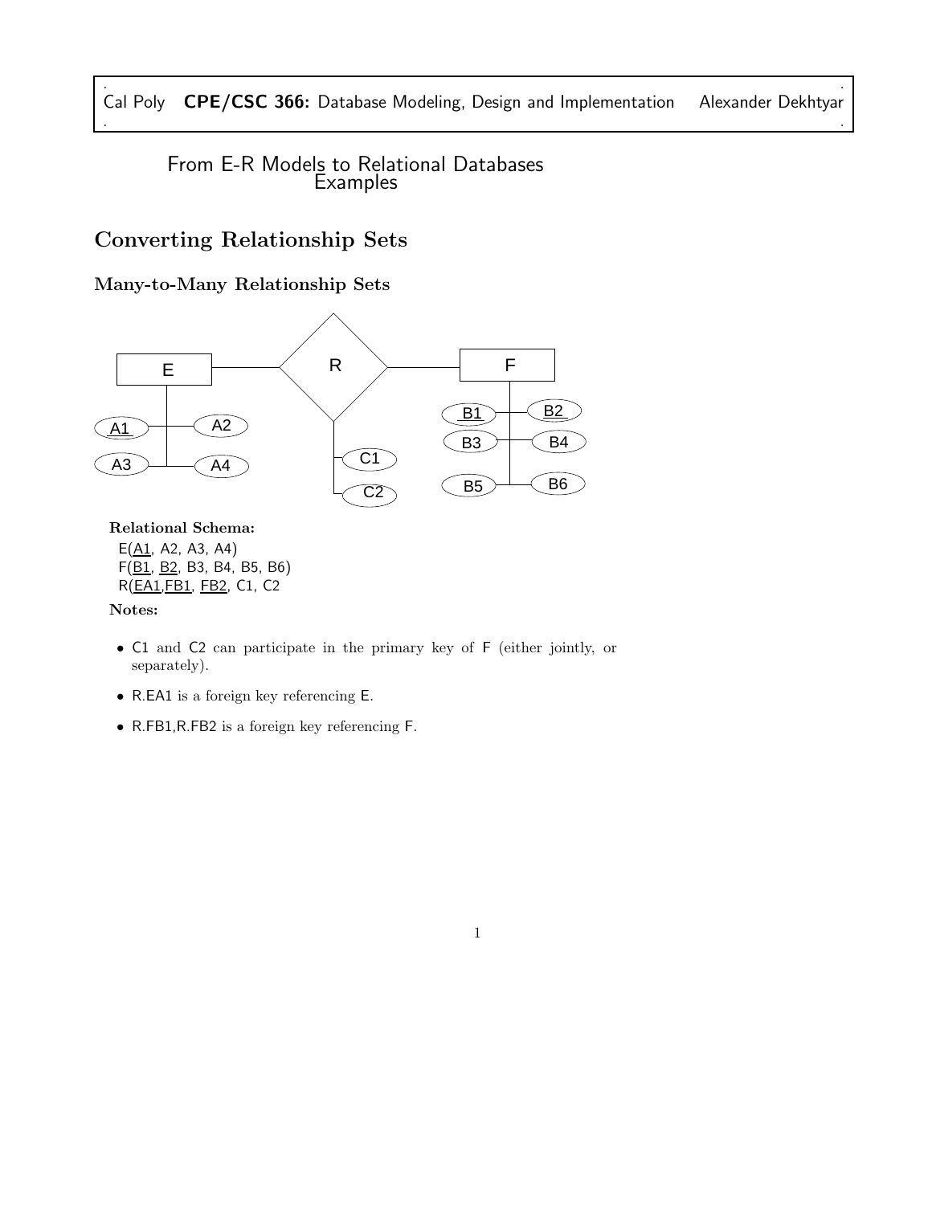# From E-R Models to Relational Databases
Examples

## Converting Relationship Sets

### Many-to-Many Relationship Sets

**Relational Schema:**

E(<u>A1</u>, A2, A3, A4)
F(<u>B1</u>, <u>B2</u>, B3, B4, B5, B6)
R(<u>EA1</u>,<u>FB1</u>, <u>FB2</u>, C1, C2

**Notes:**

- C1 and C2 can participate in the primary key of F (either jointly, or separately).
- R.EA1 is a foreign key referencing E.
- R.FB1,R.FB2 is a foreign key referencing F.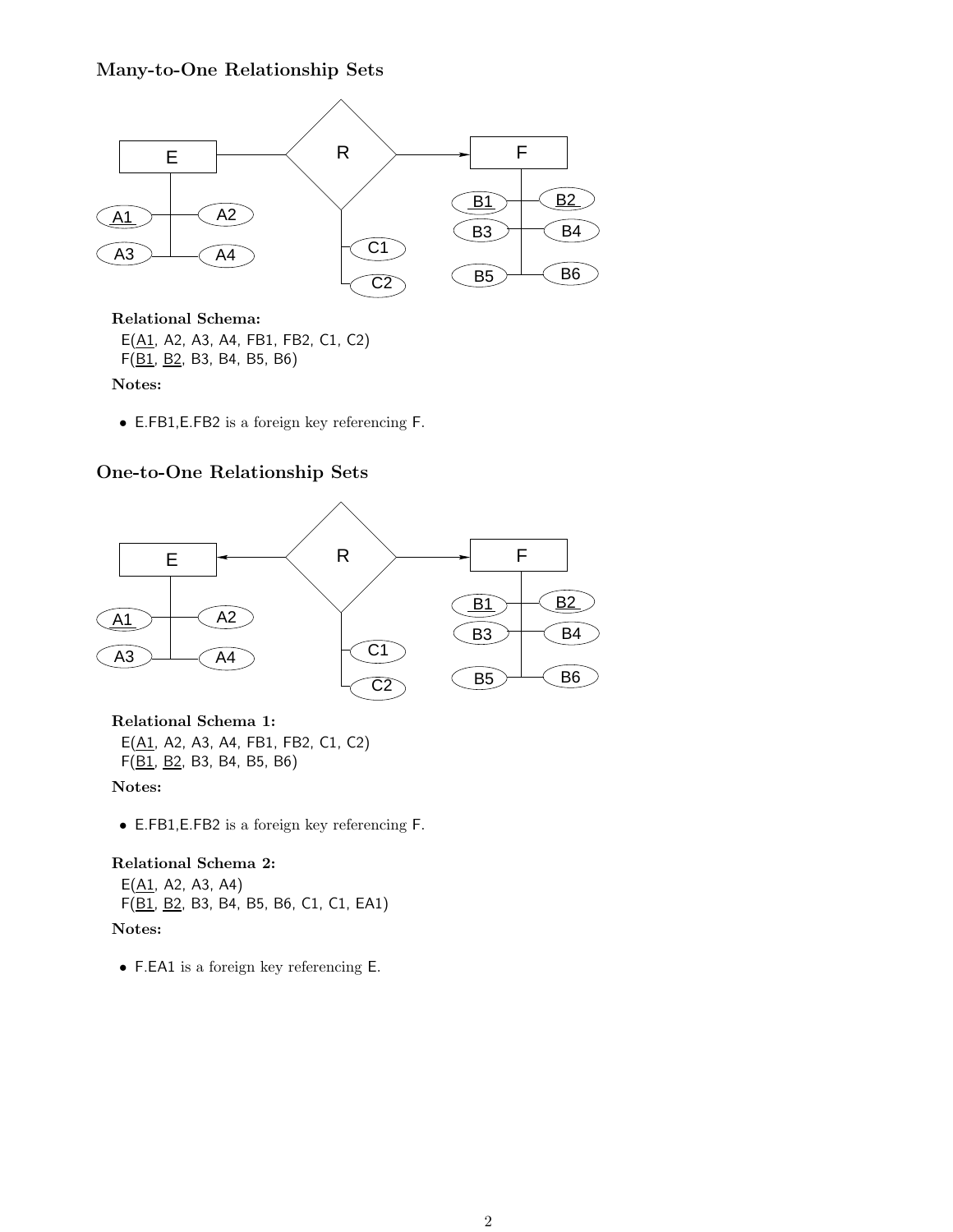## Many-to-One Relationship Sets

**Relational Schema:**

E(<u>A1</u>, A2, A3, A4, FB1, FB2, C1, C2)
F(<u>B1</u>, <u>B2</u>, B3, B4, B5, B6)

**Notes:**

- E.FB1,E.FB2 is a foreign key referencing F.

## One-to-One Relationship Sets

**Relational Schema 1:**

E(<u>A1</u>, A2, A3, A4, FB1, FB2, C1, C2)
F(<u>B1</u>, <u>B2</u>, B3, B4, B5, B6)

**Notes:**

- E.FB1,E.FB2 is a foreign key referencing F.

**Relational Schema 2:**

E(<u>A1</u>, A2, A3, A4)
F(<u>B1</u>, <u>B2</u>, B3, B4, B5, B6, C1, C1, EA1)

**Notes:**

- F.EA1 is a foreign key referencing E.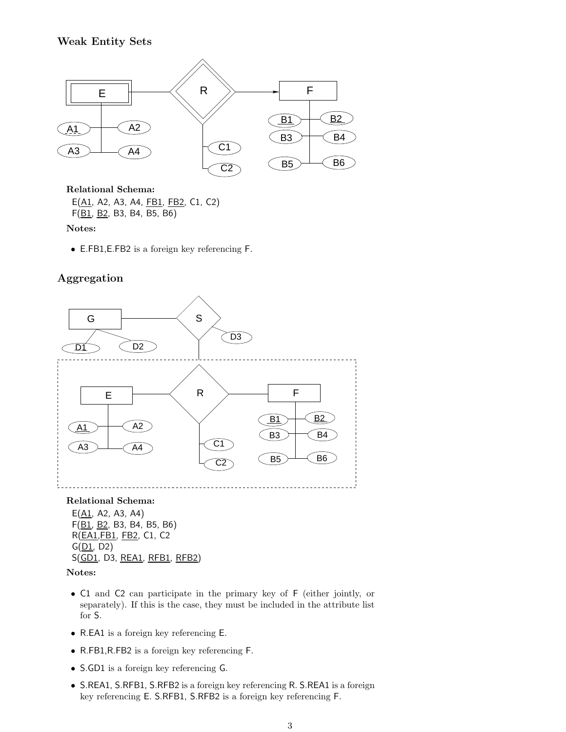## Weak Entity Sets

**Relational Schema:**

E(<u>A1</u>, A2, A3, A4, <u>FB1</u>, <u>FB2</u>, C1, C2)
F(<u>B1</u>, <u>B2</u>, B3, B4, B5, B6)

**Notes:**

- E.FB1,E.FB2 is a foreign key referencing F.

## Aggregation

**Relational Schema:**

E(<u>A1</u>, A2, A3, A4)
F(<u>B1</u>, <u>B2</u>, B3, B4, B5, B6)
R(<u>EA1</u>,<u>FB1</u>, <u>FB2</u>, C1, C2
G(<u>D1</u>, D2)
S(<u>GD1</u>, D3, <u>REA1</u>, <u>RFB1</u>, <u>RFB2</u>)

**Notes:**

- C1 and C2 can participate in the primary key of F (either jointly, or separately). If this is the case, they must be included in the attribute list for S.
- R.EA1 is a foreign key referencing E.
- R.FB1,R.FB2 is a foreign key referencing F.
- S.GD1 is a foreign key referencing G.
- S.REA1, S.RFB1, S.RFB2 is a foreign key referencing R. S.REA1 is a foreign key referencing E. S.RFB1, S.RFB2 is a foreign key referencing F.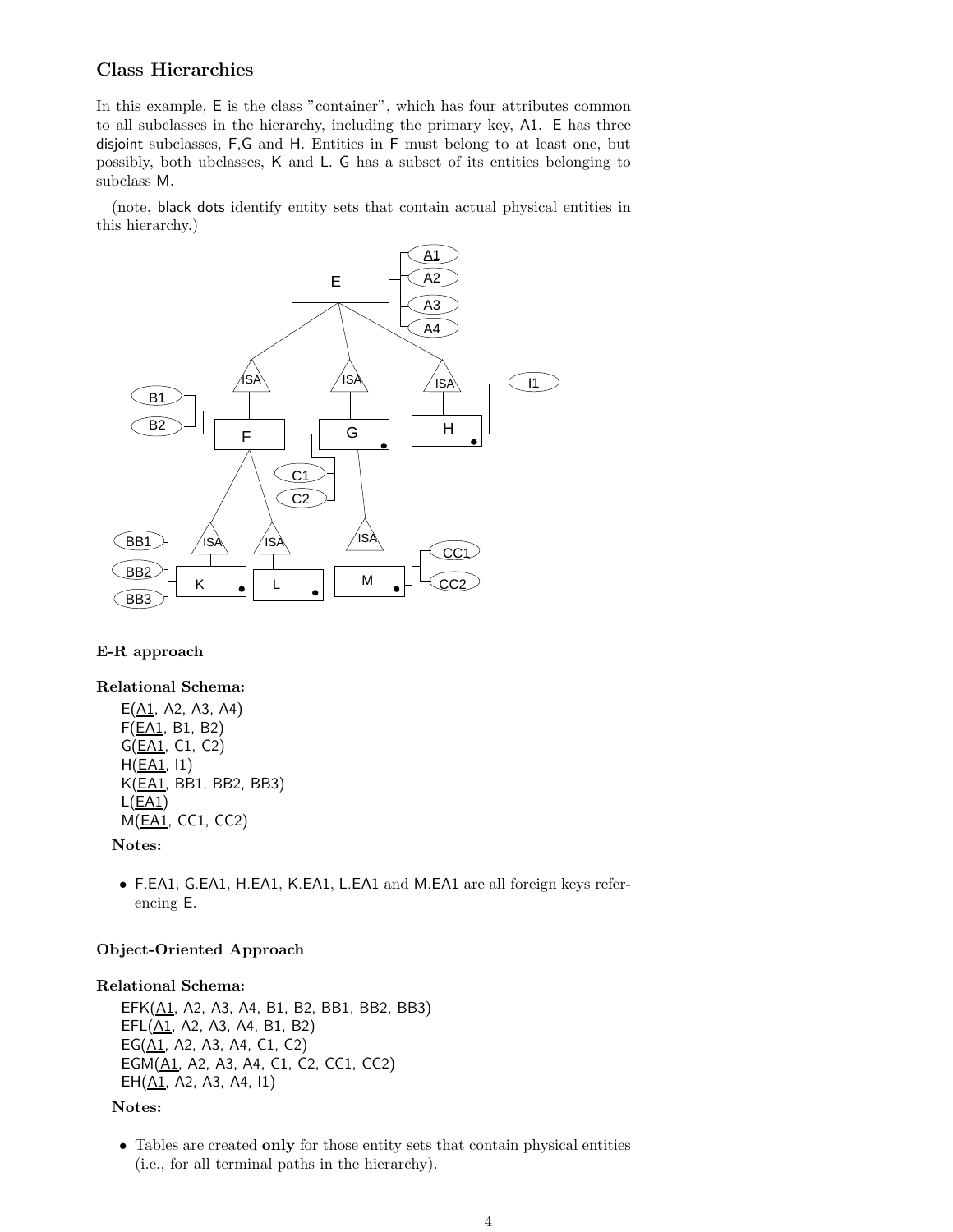### Class Hierarchies

In this example, E is the class "container", which has four attributes common to all subclasses in the hierarchy, including the primary key, A1. E has three disjoint subclasses, F,G and H. Entities in F must belong to at least one, but possibly, both ubclasses, K and L. G has a subset of its entities belonging to subclass M.

(note, black dots identify entity sets that contain actual physical entities in this hierarchy.)

#### E-R approach

**Relational Schema:**

E(<u>A1</u>, A2, A3, A4)
F(<u>EA1</u>, B1, B2)
G(<u>EA1</u>, C1, C2)
H(<u>EA1</u>, I1)
K(<u>EA1</u>, BB1, BB2, BB3)
L(<u>EA1</u>)
M(<u>EA1</u>, CC1, CC2)

**Notes:**

- F.EA1, G.EA1, H.EA1, K.EA1, L.EA1 and M.EA1 are all foreign keys referencing E.

#### Object-Oriented Approach

**Relational Schema:**

EFK(<u>A1</u>, A2, A3, A4, B1, B2, BB1, BB2, BB3)
EFL(<u>A1</u>, A2, A3, A4, B1, B2)
EG(<u>A1</u>, A2, A3, A4, C1, C2)
EGM(<u>A1</u>, A2, A3, A4, C1, C2, CC1, CC2)
EH(<u>A1</u>, A2, A3, A4, I1)

**Notes:**

- Tables are created **only** for those entity sets that contain physical entities (i.e., for all terminal paths in the hierarchy).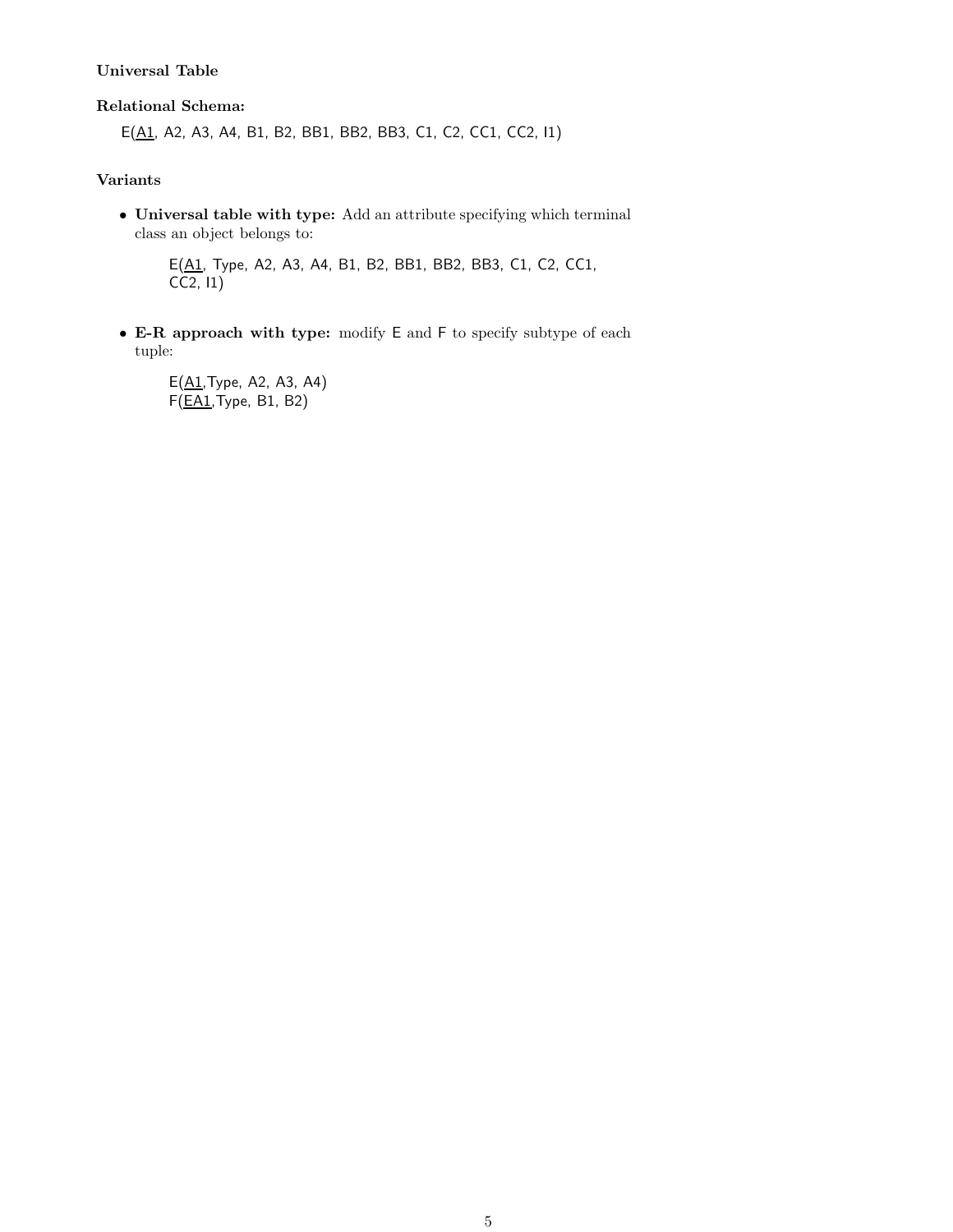**Universal Table**

**Relational Schema:**

E(<u>A1</u>, A2, A3, A4, B1, B2, BB1, BB2, BB3, C1, C2, CC1, CC2, I1)

**Variants**

- **Universal table with type:** Add an attribute specifying which terminal class an object belongs to:

  E(<u>A1</u>, Type, A2, A3, A4, B1, B2, BB1, BB2, BB3, C1, C2, CC1, CC2, I1)

- **E-R approach with type:** modify E and F to specify subtype of each tuple:

  E(<u>A1</u>,Type, A2, A3, A4)
  F(<u>EA1</u>,Type, B1, B2)